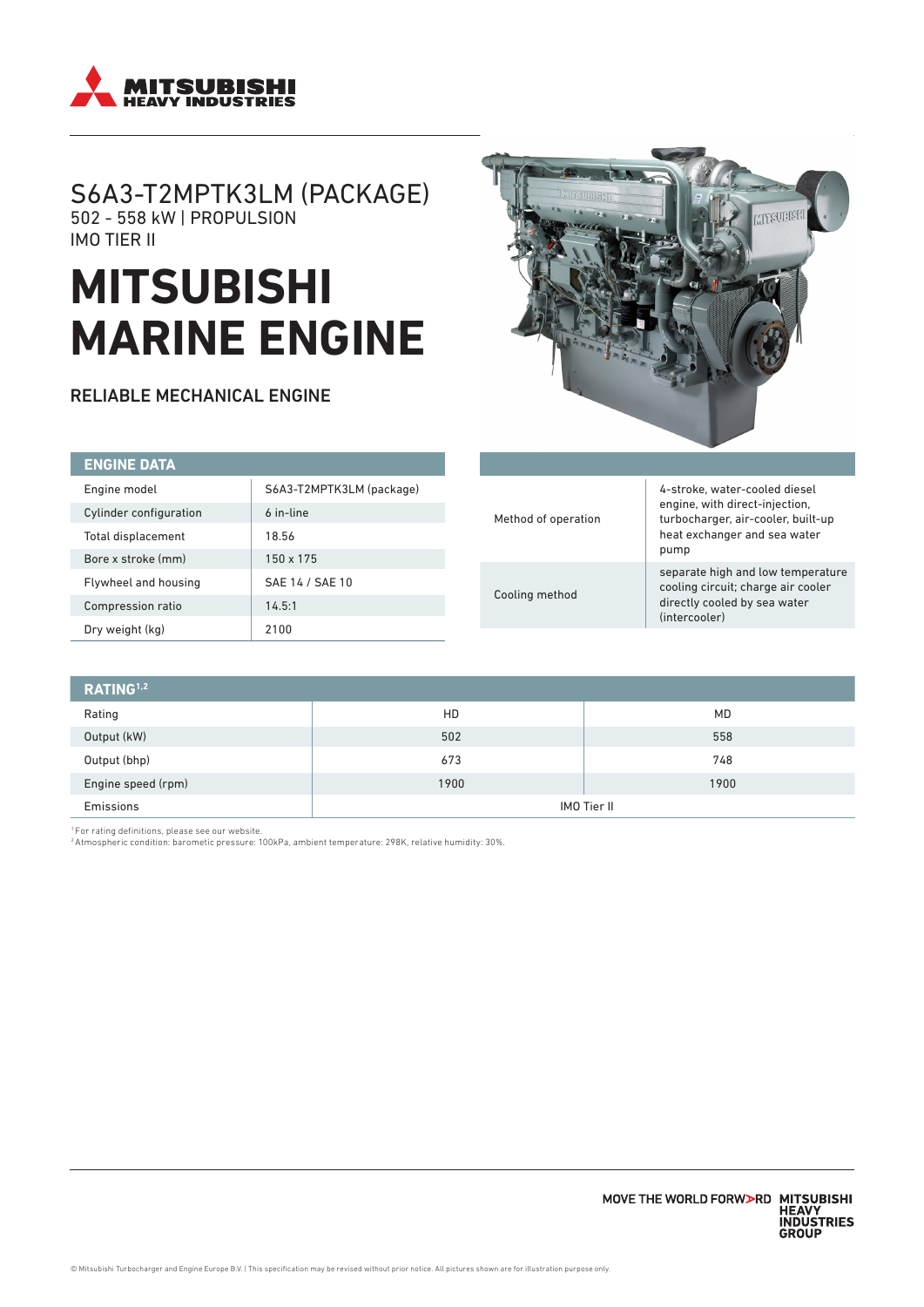# S6A3-T2MPTK3LM (PACKAGE)

502 - 558 kW | PROPULSION

IMO TIER II

# MITSUBISHI MARINE ENGINE

## RELIABLE MECHANICAL ENGINE

| ENGINE DATA | |
|---|---|
| Engine model | S6A3-T2MPTK3LM (package) |
| Cylinder configuration | 6 in-line |
| Total displacement | 18.56 |
| Bore x stroke (mm) | 150 x 175 |
| Flywheel and housing | SAE 14 / SAE 10 |
| Compression ratio | 14.5:1 |
| Dry weight (kg) | 2100 |

| | |
|---|---|
| Method of operation | 4-stroke, water-cooled diesel engine, with direct-injection, turbocharger, air-cooler, built-up heat exchanger and sea water pump |
| Cooling method | separate high and low temperature cooling circuit; charge air cooler directly cooled by sea water (intercooler) |

| RATING[1,2] | | |
|---|---|---|
| Rating | HD | MD |
| Output (kW) | 502 | 558 |
| Output (bhp) | 673 | 748 |
| Engine speed (rpm) | 1900 | 1900 |
| Emissions | IMO Tier II | |

[1] For rating definitions, please see our website.

[2] Atmospheric condition: barometic pressure: 100kPa, ambient temperature: 298K, relative humidity: 30%.

© Mitsubishi Turbocharger and Engine Europe B.V. | This specification may be revised without prior notice. All pictures shown are for illustration purpose only.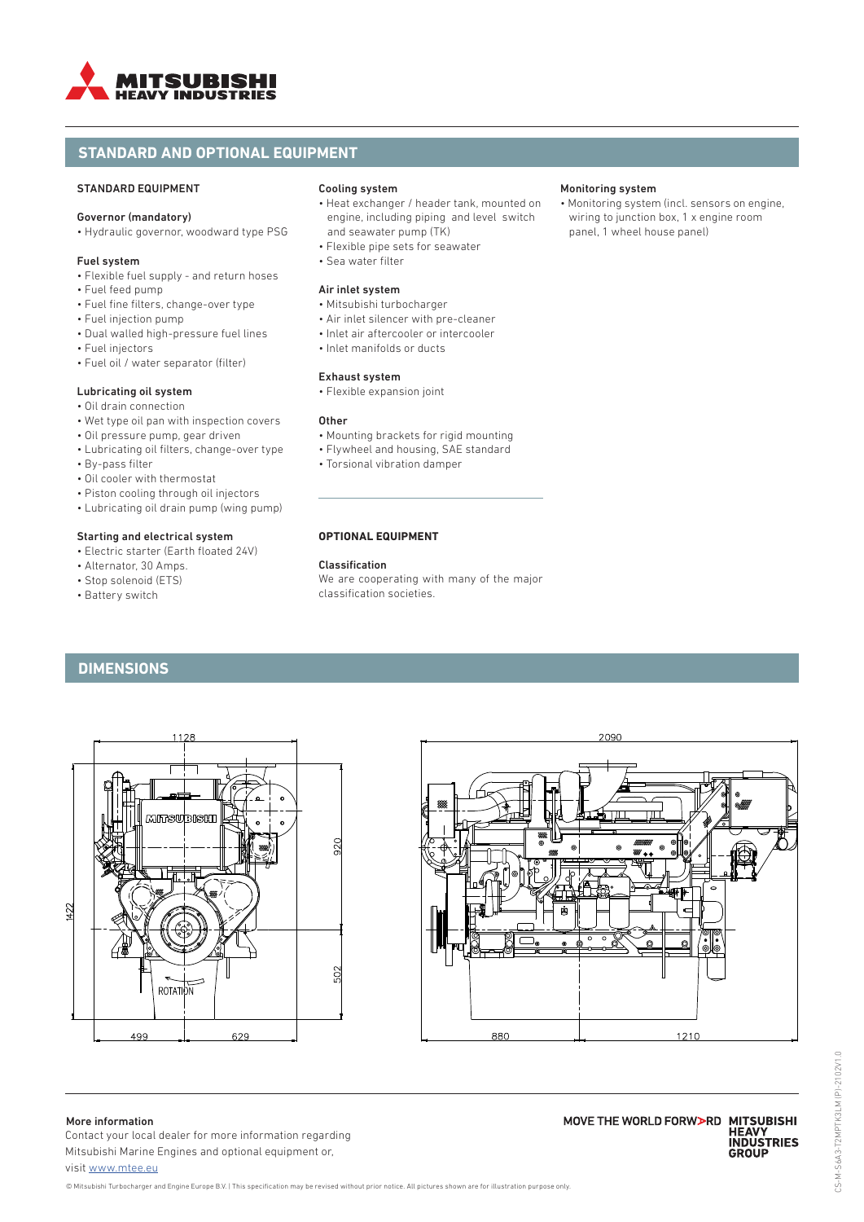## STANDARD AND OPTIONAL EQUIPMENT

### STANDARD EQUIPMENT

**Governor (mandatory)**
- Hydraulic governor, woodward type PSG

**Fuel system**
- Flexible fuel supply - and return hoses
- Fuel feed pump
- Fuel fine filters, change-over type
- Fuel injection pump
- Dual walled high-pressure fuel lines
- Fuel injectors
- Fuel oil / water separator (filter)

**Lubricating oil system**
- Oil drain connection
- Wet type oil pan with inspection covers
- Oil pressure pump, gear driven
- Lubricating oil filters, change-over type
- By-pass filter
- Oil cooler with thermostat
- Piston cooling through oil injectors
- Lubricating oil drain pump (wing pump)

**Starting and electrical system**
- Electric starter (Earth floated 24V)
- Alternator, 30 Amps.
- Stop solenoid (ETS)
- Battery switch

**Cooling system**
- Heat exchanger / header tank, mounted on engine, including piping and level switch and seawater pump (TK)
- Flexible pipe sets for seawater
- Sea water filter

**Air inlet system**
- Mitsubishi turbocharger
- Air inlet silencer with pre-cleaner
- Inlet air aftercooler or intercooler
- Inlet manifolds or ducts

**Exhaust system**
- Flexible expansion joint

**Other**
- Mounting brackets for rigid mounting
- Flywheel and housing, SAE standard
- Torsional vibration damper

**Monitoring system**
- Monitoring system (incl. sensors on engine, wiring to junction box, 1 x engine room panel, 1 wheel house panel)

### OPTIONAL EQUIPMENT

**Classification**

We are cooperating with many of the major classification societies.

## DIMENSIONS

1128

1422

920

502

ROTATION

499

629

2090

880

1210

**More information**

Contact your local dealer for more information regarding Mitsubishi Marine Engines and optional equipment or, visit www.mtee.eu

© Mitsubishi Turbocharger and Engine Europe B.V. | This specification may be revised without prior notice. All pictures shown are for illustration purpose only.